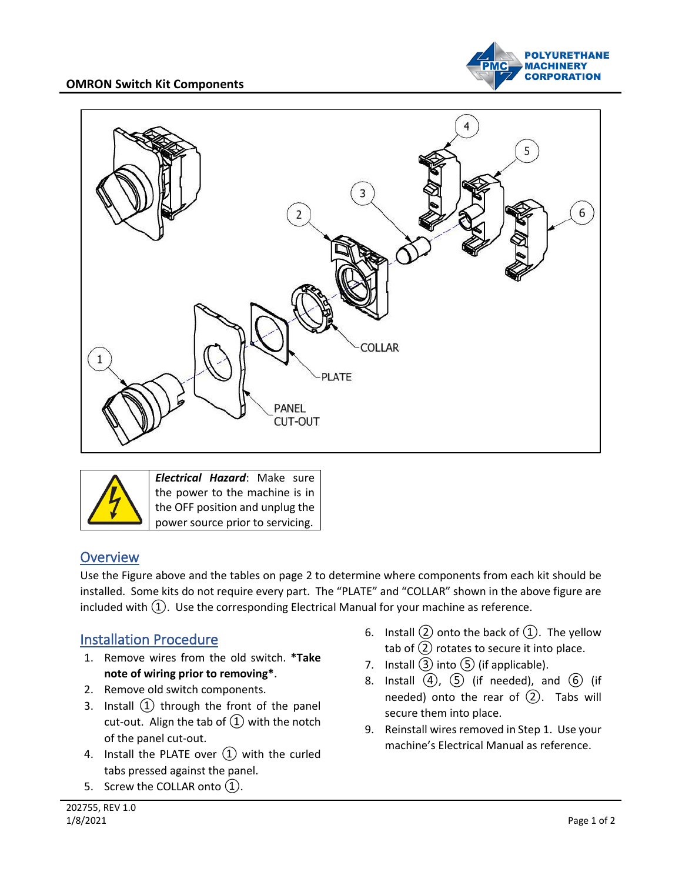# OMRON Switch Kit Components

| | |
|---|---|
| | ***Electrical Hazard***: Make sure the power to the machine is in the OFF position and unplug the power source prior to servicing. |

## Overview

Use the Figure above and the tables on page 2 to determine where components from each kit should be installed. Some kits do not require every part. The "PLATE" and "COLLAR" shown in the above figure are included with ①. Use the corresponding Electrical Manual for your machine as reference.

## Installation Procedure

1. Remove wires from the old switch. ***Take note of wiring prior to removing***.
2. Remove old switch components.
3. Install ① through the front of the panel cut-out. Align the tab of ① with the notch of the panel cut-out.
4. Install the PLATE over ① with the curled tabs pressed against the panel.
5. Screw the COLLAR onto ①.
6. Install ② onto the back of ①. The yellow tab of ② rotates to secure it into place.
7. Install ③ into ⑤ (if applicable).
8. Install ④, ⑤ (if needed), and ⑥ (if needed) onto the rear of ②. Tabs will secure them into place.
9. Reinstall wires removed in Step 1. Use your machine's Electrical Manual as reference.

202755, REV 1.0
1/8/2021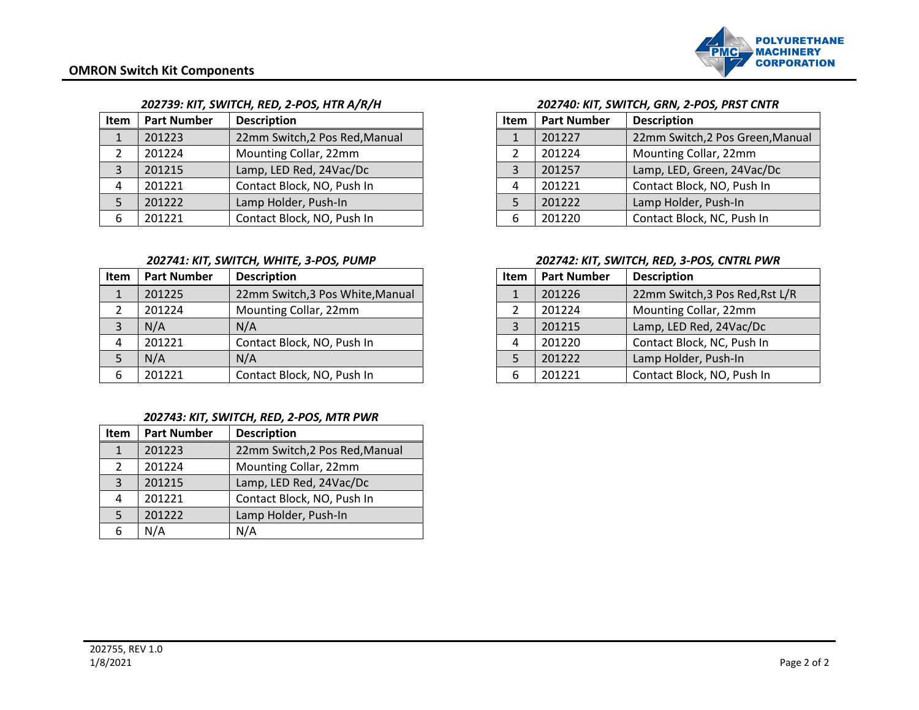## OMRON Switch Kit Components

### *202739: KIT, SWITCH, RED, 2-POS, HTR A/R/H*

| Item | Part Number | Description |
|---|---|---|
| 1 | 201223 | 22mm Switch,2 Pos Red,Manual |
| 2 | 201224 | Mounting Collar, 22mm |
| 3 | 201215 | Lamp, LED Red, 24Vac/Dc |
| 4 | 201221 | Contact Block, NO, Push In |
| 5 | 201222 | Lamp Holder, Push-In |
| 6 | 201221 | Contact Block, NO, Push In |

### *202740: KIT, SWITCH, GRN, 2-POS, PRST CNTR*

| Item | Part Number | Description |
|---|---|---|
| 1 | 201227 | 22mm Switch,2 Pos Green,Manual |
| 2 | 201224 | Mounting Collar, 22mm |
| 3 | 201257 | Lamp, LED, Green, 24Vac/Dc |
| 4 | 201221 | Contact Block, NO, Push In |
| 5 | 201222 | Lamp Holder, Push-In |
| 6 | 201220 | Contact Block, NC, Push In |

### *202741: KIT, SWITCH, WHITE, 3-POS, PUMP*

| Item | Part Number | Description |
|---|---|---|
| 1 | 201225 | 22mm Switch,3 Pos White,Manual |
| 2 | 201224 | Mounting Collar, 22mm |
| 3 | N/A | N/A |
| 4 | 201221 | Contact Block, NO, Push In |
| 5 | N/A | N/A |
| 6 | 201221 | Contact Block, NO, Push In |

### *202742: KIT, SWITCH, RED, 3-POS, CNTRL PWR*

| Item | Part Number | Description |
|---|---|---|
| 1 | 201226 | 22mm Switch,3 Pos Red,Rst L/R |
| 2 | 201224 | Mounting Collar, 22mm |
| 3 | 201215 | Lamp, LED Red, 24Vac/Dc |
| 4 | 201220 | Contact Block, NC, Push In |
| 5 | 201222 | Lamp Holder, Push-In |
| 6 | 201221 | Contact Block, NO, Push In |

### *202743: KIT, SWITCH, RED, 2-POS, MTR PWR*

| Item | Part Number | Description |
|---|---|---|
| 1 | 201223 | 22mm Switch,2 Pos Red,Manual |
| 2 | 201224 | Mounting Collar, 22mm |
| 3 | 201215 | Lamp, LED Red, 24Vac/Dc |
| 4 | 201221 | Contact Block, NO, Push In |
| 5 | 201222 | Lamp Holder, Push-In |
| 6 | N/A | N/A |

202755, REV 1.0
1/8/2021